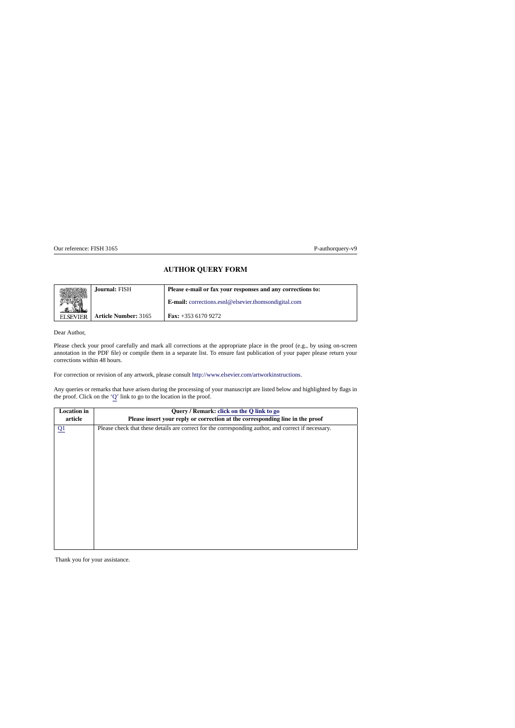Our reference: FISH 3165 P-authorquery-v9

# AUTHOR QUERY FORM

| ELSEVIER | **Journal:** FISH | **Please e-mail or fax your responses and any corrections to:** |
|---|---|---|
| | | **E-mail:** corrections.esnl@elsevier.thomsondigital.com |
| | **Article Number:** 3165 | **Fax:** +353 6170 9272 |

Dear Author,

Please check your proof carefully and mark all corrections at the appropriate place in the proof (e.g., by using on-screen annotation in the PDF file) or compile them in a separate list. To ensure fast publication of your paper please return your corrections within 48 hours.

For correction or revision of any artwork, please consult http://www.elsevier.com/artworkinstructions.

Any queries or remarks that have arisen during the processing of your manuscript are listed below and highlighted by flags in the proof. Click on the 'Q' link to go to the location in the proof.

| Location in article | Query / Remark: click on the Q link to go Please insert your reply or correction at the corresponding line in the proof |
|---|---|
| Q1 | Please check that these details are correct for the corresponding author, and correct if necessary. |

Thank you for your assistance.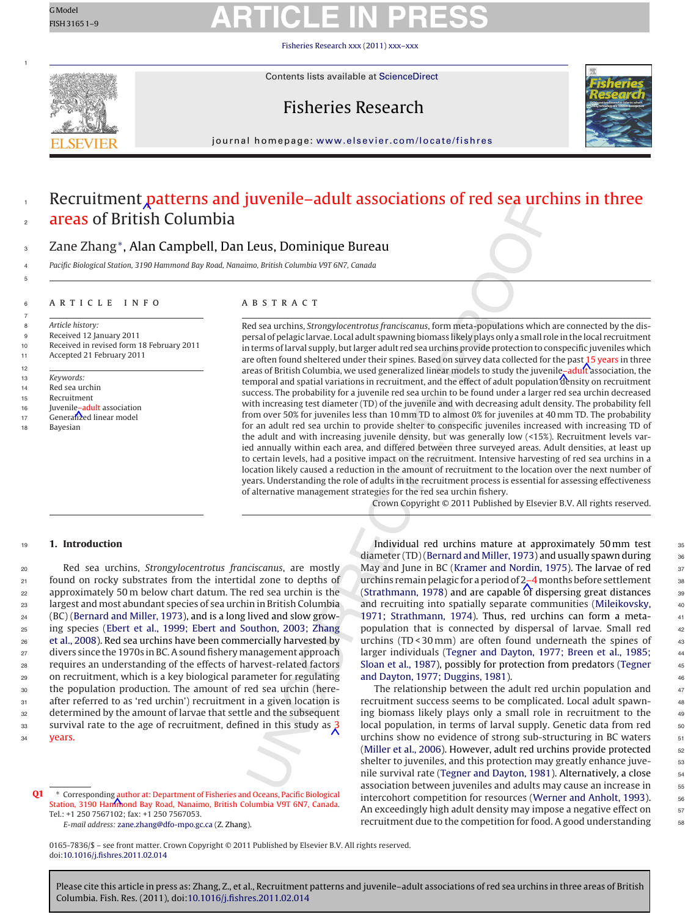# Recruitment patterns and juvenile–adult associations of red sea urchins in three areas of British Columbia

Zane Zhang*, Alan Campbell, Dan Leus, Dominique Bureau

*Pacific Biological Station, 3190 Hammond Bay Road, Nanaimo, British Columbia V9T 6N7, Canada*

## ARTICLE INFO

*Article history:*
Received 12 January 2011
Received in revised form 18 February 2011
Accepted 21 February 2011

*Keywords:*
Red sea urchin
Recruitment
Juvenile–adult association
Generalized linear model
Bayesian

## ABSTRACT

Red sea urchins, *Strongylocentrotus franciscanus*, form meta-populations which are connected by the dispersal of pelagic larvae. Local adult spawning biomass likely plays only a small role in the local recruitment in terms of larval supply, but larger adult red sea urchins provide protection to conspecific juveniles which are often found sheltered under their spines. Based on survey data collected for the past 15 years in three areas of British Columbia, we used generalized linear models to study the juvenile–adult association, the temporal and spatial variations in recruitment, and the effect of adult population density on recruitment success. The probability for a juvenile red sea urchin to be found under a larger red sea urchin decreased with increasing test diameter (TD) of the juvenile and with decreasing adult density. The probability fell from over 50% for juveniles less than 10 mm TD to almost 0% for juveniles at 40 mm TD. The probability for an adult red sea urchin to provide shelter to conspecific juveniles increased with increasing TD of the adult and with increasing juvenile density, but was generally low (<15%). Recruitment levels varied annually within each area, and differed between three surveyed areas. Adult densities, at least up to certain levels, had a positive impact on the recruitment. Intensive harvesting of red sea urchins in a location likely caused a reduction in the amount of recruitment to the location over the next number of years. Understanding the role of adults in the recruitment process is essential for assessing effectiveness of alternative management strategies for the red sea urchin fishery.

Crown Copyright © 2011 Published by Elsevier B.V. All rights reserved.

## 1. Introduction

Red sea urchins, *Strongylocentrotus franciscanus*, are mostly found on rocky substrates from the intertidal zone to depths of approximately 50 m below chart datum. The red sea urchin is the largest and most abundant species of sea urchin in British Columbia (BC) (Bernard and Miller, 1973), and is a long lived and slow growing species (Ebert et al., 1999; Ebert and Southon, 2003; Zhang et al., 2008). Red sea urchins have been commercially harvested by divers since the 1970s in BC. A sound fishery management approach requires an understanding of the effects of harvest-related factors on recruitment, which is a key biological parameter for regulating the population production. The amount of red sea urchin (hereafter referred to as 'red urchin') recruitment in a given location is determined by the amount of larvae that settle and the subsequent survival rate to the age of recruitment, defined in this study as 3 years.

Individual red urchins mature at approximately 50 mm test diameter (TD) (Bernard and Miller, 1973) and usually spawn during May and June in BC (Kramer and Nordin, 1975). The larvae of red urchins remain pelagic for a period of 2–4 months before settlement (Strathmann, 1978) and are capable of dispersing great distances and recruiting into spatially separate communities (Mileikovsky, 1971; Strathmann, 1974). Thus, red urchins can form a meta-population that is connected by dispersal of larvae. Small red urchins (TD < 30 mm) are often found underneath the spines of larger individuals (Tegner and Dayton, 1977; Breen et al., 1985; Sloan et al., 1987), possibly for protection from predators (Tegner and Dayton, 1977; Duggins, 1981).

The relationship between the adult red urchin population and recruitment success seems to be complicated. Local adult spawning biomass likely plays only a small role in recruitment to the local population, in terms of larval supply. Genetic data from red urchins show no evidence of strong sub-structuring in BC waters (Miller et al., 2006). However, adult red urchins provide protected shelter to juveniles, and this protection may greatly enhance juvenile survival rate (Tegner and Dayton, 1981). Alternatively, a close association between juveniles and adults may cause an increase in intercohort competition for resources (Werner and Anholt, 1993). An exceedingly high adult density may impose a negative effect on recruitment due to the competition for food. A good understanding

---

Q1 * Corresponding author at: Department of Fisheries and Oceans, Pacific Biological Station, 3190 Hammond Bay Road, Nanaimo, British Columbia V9T 6N7, Canada. Tel.: +1 250 7567102; fax: +1 250 7567053.
*E-mail address:* zane.zhang@dfo-mpo.gc.ca (Z. Zhang).

0165-7836/$ – see front matter. Crown Copyright © 2011 Published by Elsevier B.V. All rights reserved.
doi:10.1016/j.fishres.2011.02.014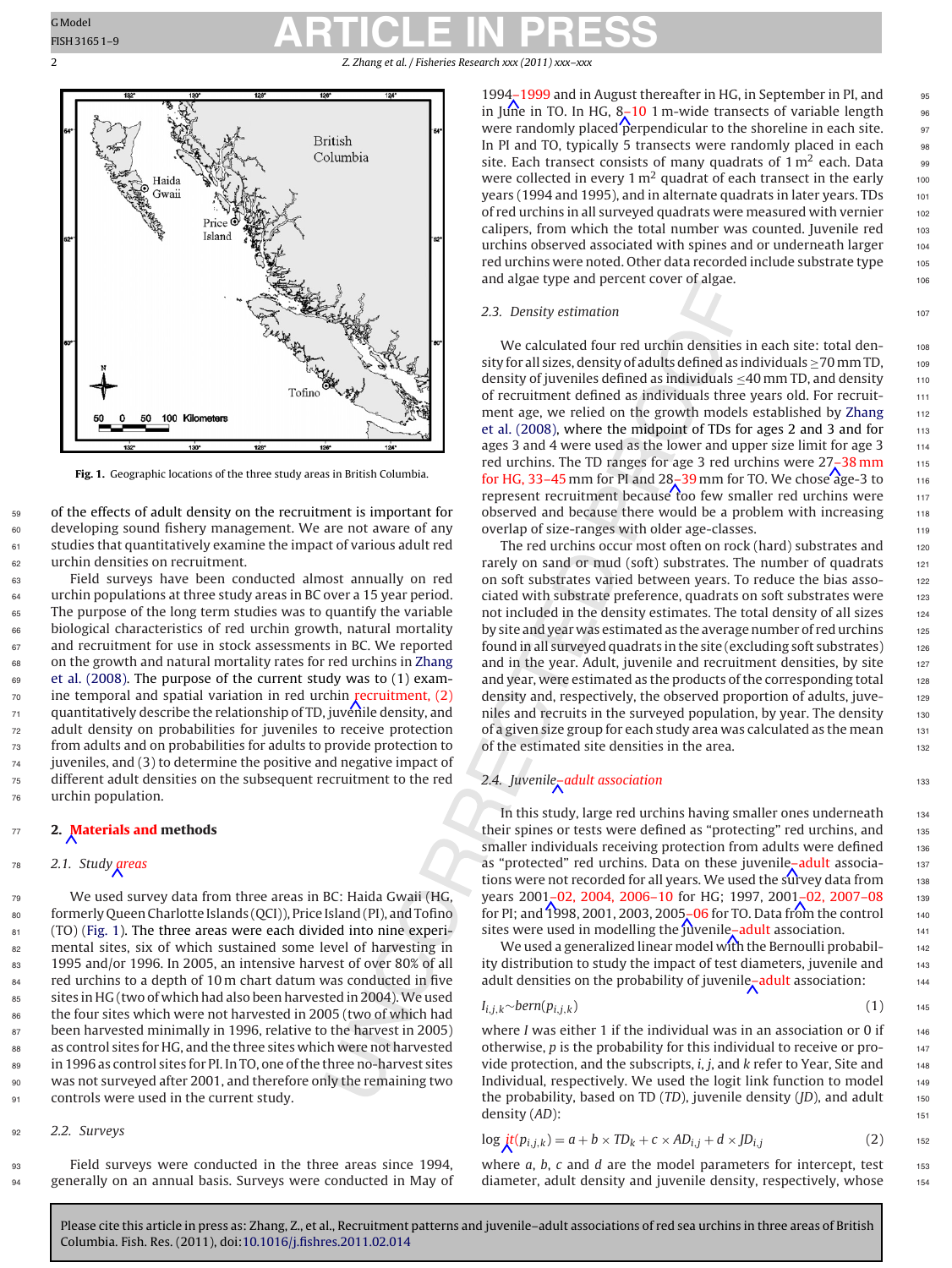Fig. 1. Geographic locations of the three study areas in British Columbia.

of the effects of adult density on the recruitment is important for developing sound fishery management. We are not aware of any studies that quantitatively examine the impact of various adult red urchin densities on recruitment.

Field surveys have been conducted almost annually on red urchin populations at three study areas in BC over a 15 year period. The purpose of the long term studies was to quantify the variable biological characteristics of red urchin growth, natural mortality and recruitment for use in stock assessments in BC. We reported on the growth and natural mortality rates for red urchins in Zhang et al. (2008). The purpose of the current study was to (1) examine temporal and spatial variation in red urchin recruitment, (2) quantitatively describe the relationship of TD, juvenile density, and adult density on probabilities for juveniles to receive protection from adults and on probabilities for adults to provide protection to juveniles, and (3) to determine the positive and negative impact of different adult densities on the subsequent recruitment to the red urchin population.

## 2. Materials and methods

### 2.1. Study areas

We used survey data from three areas in BC: Haida Gwaii (HG, formerly Queen Charlotte Islands (QCI)), Price Island (PI), and Tofino (TO) (Fig. 1). The three areas were each divided into nine experimental sites, six of which sustained some level of harvesting in 1995 and/or 1996. In 2005, an intensive harvest of over 80% of all red urchins to a depth of 10 m chart datum was conducted in five sites in HG (two of which had also been harvested in 2004). We used the four sites which were not harvested in 2005 (two of which had been harvested minimally in 1996, relative to the harvest in 2005) as control sites for HG, and the three sites which were not harvested in 1996 as control sites for PI. In TO, one of the three no-harvest sites was not surveyed after 2001, and therefore only the remaining two controls were used in the current study.

### 2.2. Surveys

Field surveys were conducted in the three areas since 1994, generally on an annual basis. Surveys were conducted in May of 1994–1999 and in August thereafter in HG, in September in PI, and in June in TO. In HG, 8–10 1 m-wide transects of variable length were randomly placed perpendicular to the shoreline in each site. In PI and TO, typically 5 transects were randomly placed in each site. Each transect consists of many quadrats of 1 $m^2$ each. Data were collected in every 1 $m^2$ quadrat of each transect in the early years (1994 and 1995), and in alternate quadrats in later years. TDs of red urchins in all surveyed quadrats were measured with vernier calipers, from which the total number was counted. Juvenile red urchins observed associated with spines and or underneath larger red urchins were noted. Other data recorded include substrate type and algae type and percent cover of algae.

### 2.3. Density estimation

We calculated four red urchin densities in each site: total density for all sizes, density of adults defined as individuals ≥70 mm TD, density of juveniles defined as individuals ≤40 mm TD, and density of recruitment defined as individuals three years old. For recruitment age, we relied on the growth models established by Zhang et al. (2008), where the midpoint of TDs for ages 2 and 3 and for ages 3 and 4 were used as the lower and upper size limit for age 3 red urchins. The TD ranges for age 3 red urchins were 27–38 mm for HG, 33–45 mm for PI and 28–39 mm for TO. We chose age-3 to represent recruitment because too few smaller red urchins were observed and because there would be a problem with increasing overlap of size-ranges with older age-classes.

The red urchins occur most often on rock (hard) substrates and rarely on sand or mud (soft) substrates. The number of quadrats on soft substrates varied between years. To reduce the bias associated with substrate preference, quadrats on soft substrates were not included in the density estimates. The total density of all sizes by site and year was estimated as the average number of red urchins found in all surveyed quadrats in the site (excluding soft substrates) and in the year. Adult, juvenile and recruitment densities, by site and year, were estimated as the products of the corresponding total density and, respectively, the observed proportion of adults, juveniles and recruits in the surveyed population, by year. The density of a given size group for each study area was calculated as the mean of the estimated site densities in the area.

### 2.4. Juvenile–adult association

In this study, large red urchins having smaller ones underneath their spines or tests were defined as "protecting" red urchins, and smaller individuals receiving protection from adults were defined as "protected" red urchins. Data on these juvenile–adult associations were not recorded for all years. We used the survey data from years 2001–02, 2004, 2006–10 for HG; 1997, 2001–02, 2007–08 for PI; and 1998, 2001, 2003, 2005–06 for TO. Data from the control sites were used in modelling the juvenile–adult association.

We used a generalized linear model with the Bernoulli probability distribution to study the impact of test diameters, juvenile and adult densities on the probability of juvenile–adult association:

$$I_{i,j,k} \sim bern(p_{i,j,k}) \tag{1}$$

where $I$ was either 1 if the individual was in an association or 0 if otherwise, $p$ is the probability for this individual to receive or provide protection, and the subscripts, $i$, $j$, and $k$ refer to Year, Site and Individual, respectively. We used the logit link function to model the probability, based on TD ($TD$), juvenile density ($JD$), and adult density ($AD$):

$$\log it(p_{i,j,k}) = a + b \times TD_k + c \times AD_{i,j} + d \times JD_{i,j} \tag{2}$$

where $a$, $b$, $c$ and $d$ are the model parameters for intercept, test diameter, adult density and juvenile density, respectively, whose

Please cite this article in press as: Zhang, Z., et al., Recruitment patterns and juvenile–adult associations of red sea urchins in three areas of British Columbia. Fish. Res. (2011), doi:10.1016/j.fishres.2011.02.014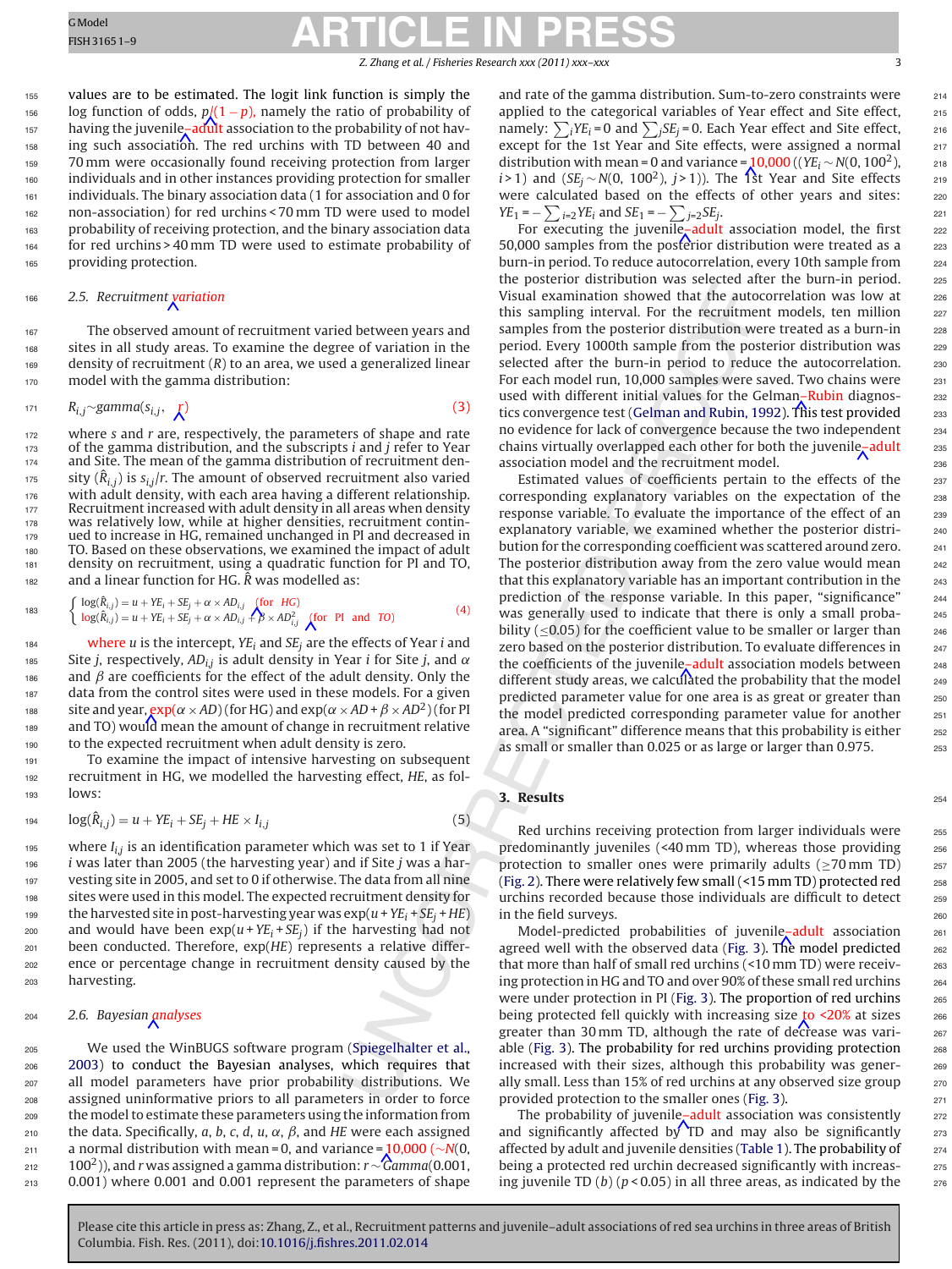values are to be estimated. The logit link function is simply the log function of odds, $p/(1-p)$, namely the ratio of probability of having the juvenile–adult association to the probability of not having such association. The red urchins with TD between 40 and 70 mm were occasionally found receiving protection from larger individuals and in other instances providing protection for smaller individuals. The binary association data (1 for association and 0 for non-association) for red urchins < 70 mm TD were used to model probability of receiving protection, and the binary association data for red urchins > 40 mm TD were used to estimate probability of providing protection.

### 2.5. Recruitment variation

The observed amount of recruitment varied between years and sites in all study areas. To examine the degree of variation in the density of recruitment ($R$) to an area, we used a generalized linear model with the gamma distribution:

$$R_{i,j} \sim gamma(s_{i,j}, r) \tag{3}$$

where $s$ and $r$ are, respectively, the parameters of shape and rate of the gamma distribution, and the subscripts $i$ and $j$ refer to Year and Site. The mean of the gamma distribution of recruitment density ($\hat{R}_{i,j}$) is $s_{i,j}/r$. The amount of observed recruitment also varied with adult density, with each area having a different relationship. Recruitment increased with adult density in all areas when density was relatively low, while at higher densities, recruitment continued to increase in HG, remained unchanged in PI and decreased in TO. Based on these observations, we examined the impact of adult density on recruitment, using a quadratic function for PI and TO, and a linear function for HG. $\hat{R}$ was modelled as:

$$\begin{cases} \log(\hat{R}_{i,j}) = u + YE_i + SE_j + \alpha \times AD_{i,j} & \text{(for HG)} \\ \log(\hat{R}_{i,j}) = u + YE_i + SE_j + \alpha \times AD_{i,j} + \beta \times AD_{i,j}^2 & \text{(for PI and TO)} \end{cases} \tag{4}$$

where $u$ is the intercept, $YE_i$ and $SE_j$ are the effects of Year $i$ and Site $j$, respectively, $AD_{i,j}$ is adult density in Year $i$ for Site $j$, and $\alpha$ and $\beta$ are coefficients for the effect of the adult density. Only the data from the control sites were used in these models. For a given site and year, $\exp(\alpha \times AD)$ (for HG) and $\exp(\alpha \times AD + \beta \times AD^2)$ (for PI and TO) would mean the amount of change in recruitment relative to the expected recruitment when adult density is zero.

To examine the impact of intensive harvesting on subsequent recruitment in HG, we modelled the harvesting effect, $HE$, as follows:

$$\log(\hat{R}_{i,j}) = u + YE_i + SE_j + HE \times I_{i,j} \tag{5}$$

where $I_{i,j}$ is an identification parameter which was set to 1 if Year $i$ was later than 2005 (the harvesting year) and if Site $j$ was a harvesting site in 2005, and set to 0 if otherwise. The data from all nine sites were used in this model. The expected recruitment density for the harvested site in post-harvesting year was $\exp(u + YE_i + SE_j + HE)$ and would have been $\exp(u + YE_i + SE_j)$ if the harvesting had not been conducted. Therefore, $\exp(HE)$ represents a relative difference or percentage change in recruitment density caused by the harvesting.

### 2.6. Bayesian analyses

We used the WinBUGS software program (Spiegelhalter et al., 2003) to conduct the Bayesian analyses, which requires that all model parameters have prior probability distributions. We assigned uninformative priors to all parameters in order to force the model to estimate these parameters using the information from the data. Specifically, $a$, $b$, $c$, $d$, $u$, $\alpha$, $\beta$, and $HE$ were each assigned a normal distribution with mean = 0, and variance = 10,000 ($\sim N(0, 100^2)$), and $r$ was assigned a gamma distribution: $r \sim Gamma(0.001, 0.001)$ where 0.001 and 0.001 represent the parameters of shape and rate of the gamma distribution. Sum-to-zero constraints were applied to the categorical variables of Year effect and Site effect, namely: $\sum_i YE_i = 0$ and $\sum_j SE_j = 0$. Each Year effect and Site effect, except for the 1st Year and Site effects, were assigned a normal distribution with mean = 0 and variance = 10,000 (($YE_i \sim N(0, 100^2)$, $i > 1$) and ($SE_j \sim N(0, 100^2)$, $j > 1$)). The 1st Year and Site effects were calculated based on the effects of other years and sites: $YE_1 = -\sum_{i=2} YE_i$ and $SE_1 = -\sum_{j=2} SE_j$.

For executing the juvenile–adult association model, the first 50,000 samples from the posterior distribution were treated as a burn-in period. To reduce autocorrelation, every 10th sample from the posterior distribution was selected after the burn-in period. Visual examination showed that the autocorrelation was low at this sampling interval. For the recruitment models, ten million samples from the posterior distribution were treated as a burn-in period. Every 1000th sample from the posterior distribution was selected after the burn-in period to reduce the autocorrelation. For each model run, 10,000 samples were saved. Two chains were used with different initial values for the Gelman–Rubin diagnostics convergence test (Gelman and Rubin, 1992). This test provided no evidence for lack of convergence because the two independent chains virtually overlapped each other for both the juvenile–adult association model and the recruitment model.

Estimated values of coefficients pertain to the effects of the corresponding explanatory variables on the expectation of the response variable. To evaluate the importance of the effect of an explanatory variable, we examined whether the posterior distribution for the corresponding coefficient was scattered around zero. The posterior distribution away from the zero value would mean that this explanatory variable has an important contribution in the prediction of the response variable. In this paper, "significance" was generally used to indicate that there is only a small probability ($\leq 0.05$) for the coefficient value to be smaller or larger than zero based on the posterior distribution. To evaluate differences in the coefficients of the juvenile–adult association models between different study areas, we calculated the probability that the model predicted parameter value for one area is as great or greater than the model predicted corresponding parameter value for another area. A "significant" difference means that this probability is either as small or smaller than 0.025 or as large or larger than 0.975.

## 3. Results

Red urchins receiving protection from larger individuals were predominantly juveniles (<40 mm TD), whereas those providing protection to smaller ones were primarily adults ($\geq$70 mm TD) (Fig. 2). There were relatively few small (<15 mm TD) protected red urchins recorded because those individuals are difficult to detect in the field surveys.

Model-predicted probabilities of juvenile–adult association agreed well with the observed data (Fig. 3). The model predicted that more than half of small red urchins (<10 mm TD) were receiving protection in HG and TO and over 90% of these small red urchins were under protection in PI (Fig. 3). The proportion of red urchins being protected fell quickly with increasing size to <20% at sizes greater than 30 mm TD, although the rate of decrease was variable (Fig. 3). The probability for red urchins providing protection increased with their sizes, although this probability was generally small. Less than 15% of red urchins at any observed size group provided protection to the smaller ones (Fig. 3).

The probability of juvenile–adult association was consistently and significantly affected by TD and may also be significantly affected by adult and juvenile densities (Table 1). The probability of being a protected red urchin decreased significantly with increasing juvenile TD ($b$) ($p < 0.05$) in all three areas, as indicated by the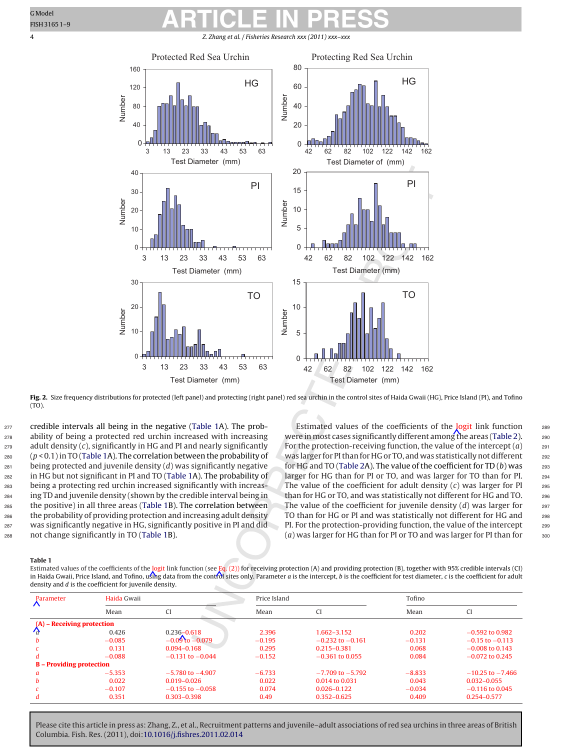Protected Red Sea Urchin

HG

Number

160
120
80
40
0

3 13 23 33 43 53 63

Test Diameter (mm)

Protecting Red Sea Urchin

HG

Number

80
60
40
20
0

42 62 82 102 122 142 162

Test Diameter of (mm)

PI

Number

40
30
20
10
0

3 13 23 33 43 53 63

Test Diameter (mm)

PI

Number

20
15
10
5
0

42 62 82 102 122 142 162

Test Diameter (mm)

TO

Number

30
20
10
0

3 13 23 33 43 53 63

Test Diameter (mm)

TO

Number

15
10
5
0

42 62 82 102 122 142 162

Test Diameter (mm)

**Fig. 2.** Size frequency distributions for protected (left panel) and protecting (right panel) red sea urchin in the control sites of Haida Gwaii (HG), Price Island (PI), and Tofino (TO).

credible intervals all being in the negative (Table 1A). The probability of being a protected red urchin increased with increasing adult density ($c$), significantly in HG and PI and nearly significantly ($p < 0.1$) in TO (Table 1A). The correlation between the probability of being protected and juvenile density ($d$) was significantly negative in HG but not significant in PI and TO (Table 1A). The probability of being a protecting red urchin increased significantly with increasing TD and juvenile density (shown by the credible interval being in the positive) in all three areas (Table 1B). The correlation between the probability of providing protection and increasing adult density was significantly negative in HG, significantly positive in PI and did not change significantly in TO (Table 1B).

Estimated values of the coefficients of the logit link function were in most cases significantly different among the areas (Table 2). For the protection-receiving function, the value of the intercept ($a$) was larger for PI than for HG or TO, and was statistically not different for HG and TO (Table 2A). The value of the coefficient for TD ($b$) was larger for HG than for PI or TO, and was larger for TO than for PI. The value of the coefficient for adult density ($c$) was larger for PI than for HG or TO, and was statistically not different for HG and TO. The value of the coefficient for juvenile density ($d$) was larger for TO than for HG or PI and was statistically not different for HG and PI. For the protection-providing function, the value of the intercept ($a$) was larger for HG than for PI or TO and was larger for PI than for

**Table 1**
Estimated values of the coefficients of the logit link function (see Eq. (2)) for receiving protection (A) and providing protection (B), together with 95% credible intervals (CI) in Haida Gwaii, Price Island, and Tofino, using data from the control sites only. Parameter $a$ is the intercept, $b$ is the coefficient for test diameter, $c$ is the coefficient for adult density and $d$ is the coefficient for juvenile density.

| Parameter | Haida Gwaii | | Price Island | | Tofino | |
|---|---|---|---|---|---|---|
| | Mean | CI | Mean | CI | Mean | CI |
| **(A) – Receiving protection** | | | | | | |
| $a$ | 0.426 | 0.236–0.618 | 2.396 | 1.662–3.152 | 0.202 | −0.592 to 0.982 |
| $b$ | −0.085 | −0.09 to −0.079 | −0.195 | −0.232 to −0.161 | −0.131 | −0.15 to −0.113 |
| $c$ | 0.131 | 0.094–0.168 | 0.295 | 0.215–0.381 | 0.068 | −0.008 to 0.143 |
| $d$ | −0.088 | −0.131 to −0.044 | −0.152 | −0.361 to 0.055 | 0.084 | −0.072 to 0.245 |
| **B – Providing protection** | | | | | | |
| $a$ | −5.353 | −5.780 to −4.907 | −6.733 | −7.709 to −5.792 | −8.833 | −10.25 to −7.466 |
| $b$ | 0.022 | 0.019–0.026 | 0.022 | 0.014 to 0.031 | 0.043 | 0.032–0.055 |
| $c$ | −0.107 | −0.155 to −0.058 | 0.074 | 0.026–0.122 | −0.034 | −0.116 to 0.045 |
| $d$ | 0.351 | 0.303–0.398 | 0.49 | 0.352–0.625 | 0.409 | 0.254–0.577 |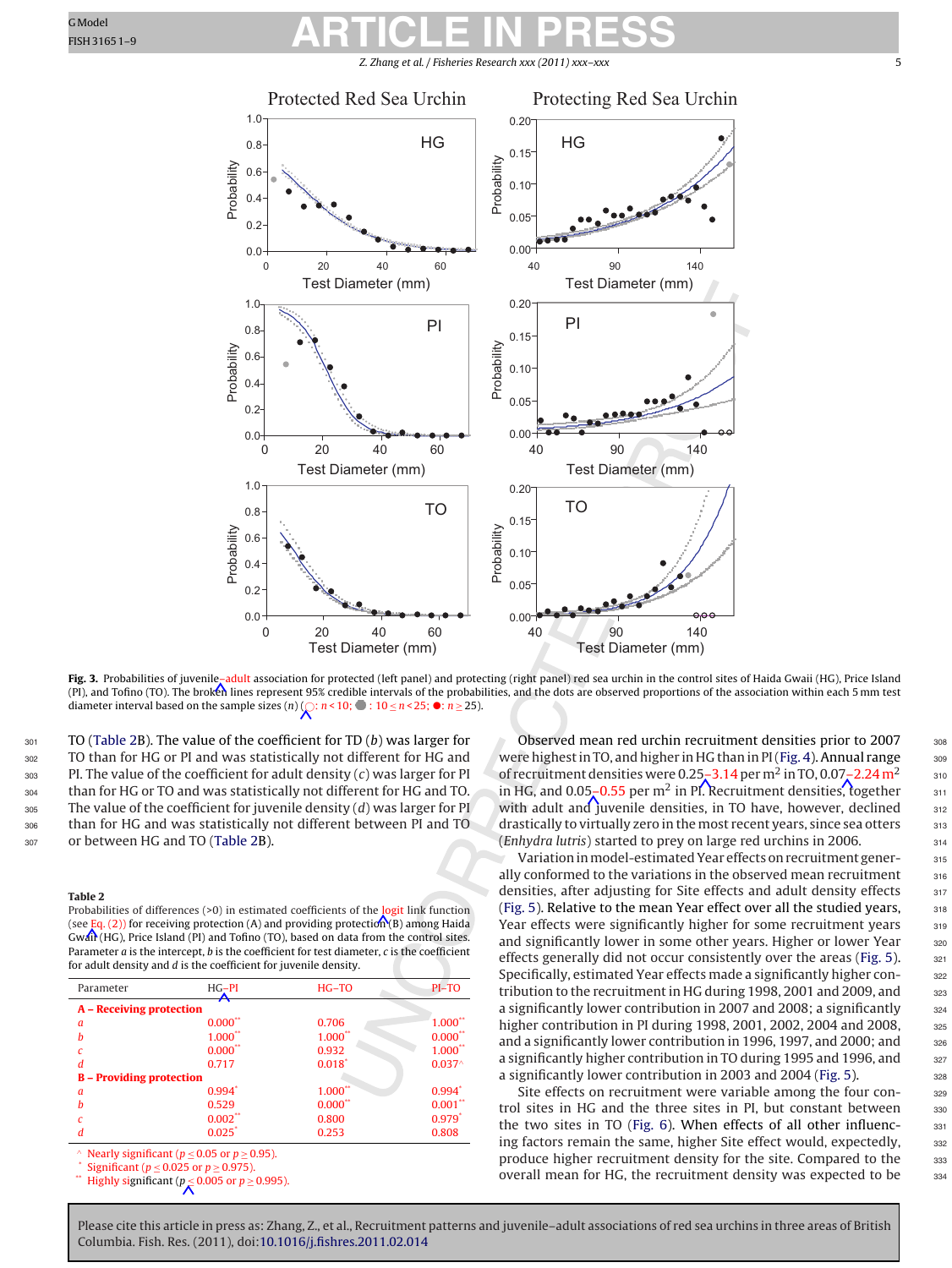Protected Red Sea Urchin

Protecting Red Sea Urchin

HG

Probability

1.0
0.8
0.6
0.4
0.2
0.0

0 20 40 60

Test Diameter (mm)

HG

Probability

0.20
0.15
0.10
0.05
0.00

40 90 140

Test Diameter (mm)

PI

Probability

1.0
0.8
0.6
0.4
0.2
0.0

0 20 40 60

Test Diameter (mm)

PI

Probability

0.20
0.15
0.10
0.05
0.00

40 90 140

Test Diameter (mm)

TO

Probability

1.0
0.8
0.6
0.4
0.2
0.0

0 20 40 60

Test Diameter (mm)

TO

Probability

0.20
0.15
0.10
0.05
0.00

40 90 140

Test Diameter (mm)

**Fig. 3.** Probabilities of juvenile–adult association for protected (left panel) and protecting (right panel) red sea urchin in the control sites of Haida Gwaii (HG), Price Island (PI), and Tofino (TO). The broken lines represent 95% credible intervals of the probabilities, and the dots are observed proportions of the association within each 5 mm test diameter interval based on the sample sizes ($n$) (○: $n<10$; ●: $10 \le n < 25$; ●: $n \ge 25$).

TO (Table 2B). The value of the coefficient for TD ($b$) was larger for TO than for HG or PI and was statistically not different for HG and PI. The value of the coefficient for adult density ($c$) was larger for PI than for HG or TO and was statistically not different for HG and TO. The value of the coefficient for juvenile density ($d$) was larger for PI than for HG and was statistically not different between PI and TO or between HG and TO (Table 2B).

**Table 2**
Probabilities of differences (>0) in estimated coefficients of the logit link function (see Eq. (2)) for receiving protection (A) and providing protection (B) among Haida Gwaii (HG), Price Island (PI) and Tofino (TO), based on data from the control sites. Parameter $a$ is the intercept, $b$ is the coefficient for test diameter, $c$ is the coefficient for adult density and $d$ is the coefficient for juvenile density.

| Parameter | HG–PI | HG–TO | PI–TO |
|---|---|---|---|
| **A – Receiving protection** | | | |
| $a$ | 0.000** | 0.706 | 1.000** |
| $b$ | 1.000** | 1.000** | 0.000** |
| $c$ | 0.000** | 0.932 | 1.000** |
| $d$ | 0.717 | 0.018* | 0.037^ |
| **B – Providing protection** | | | |
| $a$ | 0.994* | 1.000** | 0.994* |
| $b$ | 0.529 | 0.000** | 0.001** |
| $c$ | 0.002** | 0.800 | 0.979* |
| $d$ | 0.025* | 0.253 | 0.808 |

^ Nearly significant ($p \le 0.05$ or $p \ge 0.95$).
* Significant ($p \le 0.025$ or $p \ge 0.975$).
** Highly significant ($p \le 0.005$ or $p \ge 0.995$).

Observed mean red urchin recruitment densities prior to 2007 were highest in TO, and higher in HG than in PI (Fig. 4). Annual range of recruitment densities were 0.25–3.14 per m$^2$ in TO, 0.07–2.24 m$^2$ in HG, and 0.05–0.55 per m$^2$ in PI. Recruitment densities, together with adult and juvenile densities, in TO have, however, declined drastically to virtually zero in the most recent years, since sea otters (*Enhydra lutris*) started to prey on large red urchins in 2006.

Variation in model-estimated Year effects on recruitment generally conformed to the variations in the observed mean recruitment densities, after adjusting for Site effects and adult density effects (Fig. 5). Relative to the mean Year effect over all the studied years, Year effects were significantly higher for some recruitment years and significantly lower in some other years. Higher or lower Year effects generally did not occur consistently over the areas (Fig. 5). Specifically, estimated Year effects made a significantly higher contribution to the recruitment in HG during 1998, 2001 and 2009, and a significantly lower contribution in 2007 and 2008; a significantly higher contribution in PI during 1998, 2001, 2002, 2004 and 2008, and a significantly lower contribution in 1996, 1997, and 2000; and a significantly higher contribution in TO during 1995 and 1996, and a significantly lower contribution in 2003 and 2004 (Fig. 5).

Site effects on recruitment were variable among the four control sites in HG and the three sites in PI, but constant between the two sites in TO (Fig. 6). When effects of all other influencing factors remain the same, higher Site effect would, expectedly, produce higher recruitment density for the site. Compared to the overall mean for HG, the recruitment density was expected to be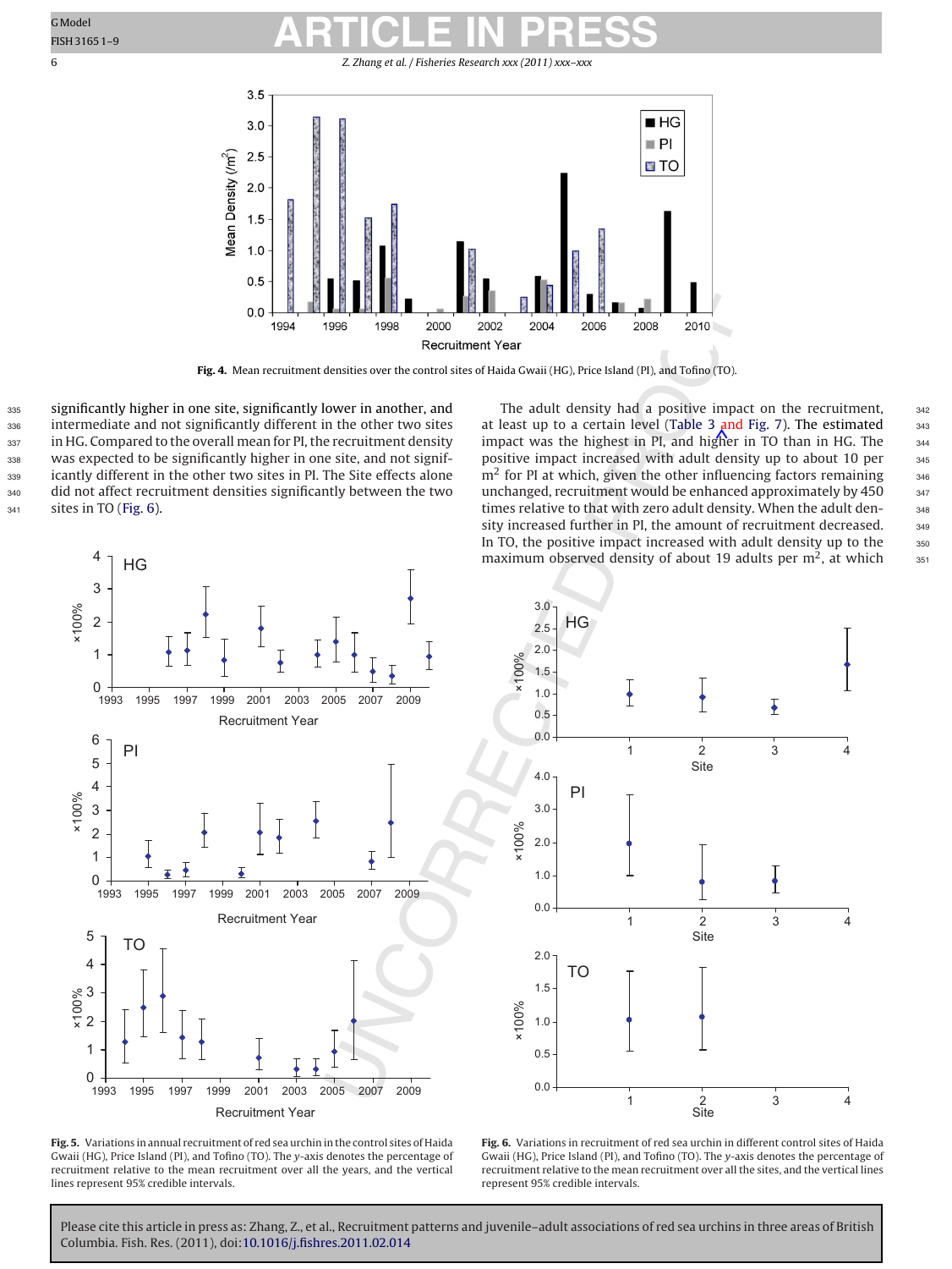3.5
3.0
2.5
2.0
1.5
1.0
0.5
0.0
Mean Density (/m$^2$)
1994 1996 1998 2000 2002 2004 2006 2008 2010
Recruitment Year
HG
PI
TO

**Fig. 4.** Mean recruitment densities over the control sites of Haida Gwaii (HG), Price Island (PI), and Tofino (TO).

significantly higher in one site, significantly lower in another, and intermediate and not significantly different in the other two sites in HG. Compared to the overall mean for PI, the recruitment density was expected to be significantly higher in one site, and not significantly different in the other two sites in PI. The Site effects alone did not affect recruitment densities significantly between the two sites in TO (Fig. 6).

The adult density had a positive impact on the recruitment, at least up to a certain level (Table 3 and Fig. 7). The estimated impact was the highest in PI, and higher in TO than in HG. The positive impact increased with adult density up to about 10 per m$^2$ for PI at which, given the other influencing factors remaining unchanged, recruitment would be enhanced approximately by 450 times relative to that with zero adult density. When the adult density increased further in PI, the amount of recruitment decreased. In TO, the positive impact increased with adult density up to the maximum observed density of about 19 adults per m$^2$, at which

HG
×100%
4
3
2
1
0
1993 1995 1997 1999 2001 2003 2005 2007 2009
Recruitment Year

PI
×100%
6
5
4
3
2
1
0
1993 1995 1997 1999 2001 2003 2005 2007 2009
Recruitment Year

TO
×100%
5
4
3
2
1
0
1993 1995 1997 1999 2001 2003 2005 2007 2009
Recruitment Year

**Fig. 5.** Variations in annual recruitment of red sea urchin in the control sites of Haida Gwaii (HG), Price Island (PI), and Tofino (TO). The *y*-axis denotes the percentage of recruitment relative to the mean recruitment over all the years, and the vertical lines represent 95% credible intervals.

HG
×100%
3.0
2.5
2.0
1.5
1.0
0.5
0.0
1 2 3 4
Site

PI
×100%
4.0
3.0
2.0
1.0
0.0
1 2 3 4
Site

TO
×100%
2.0
1.5
1.0
0.5
0.0
1 2 3 4
Site

**Fig. 6.** Variations in recruitment of red sea urchin in different control sites of Haida Gwaii (HG), Price Island (PI), and Tofino (TO). The *y*-axis denotes the percentage of recruitment relative to the mean recruitment over all the sites, and the vertical lines represent 95% credible intervals.

Please cite this article in press as: Zhang, Z., et al., Recruitment patterns and juvenile–adult associations of red sea urchins in three areas of British Columbia. Fish. Res. (2011), doi:10.1016/j.fishres.2011.02.014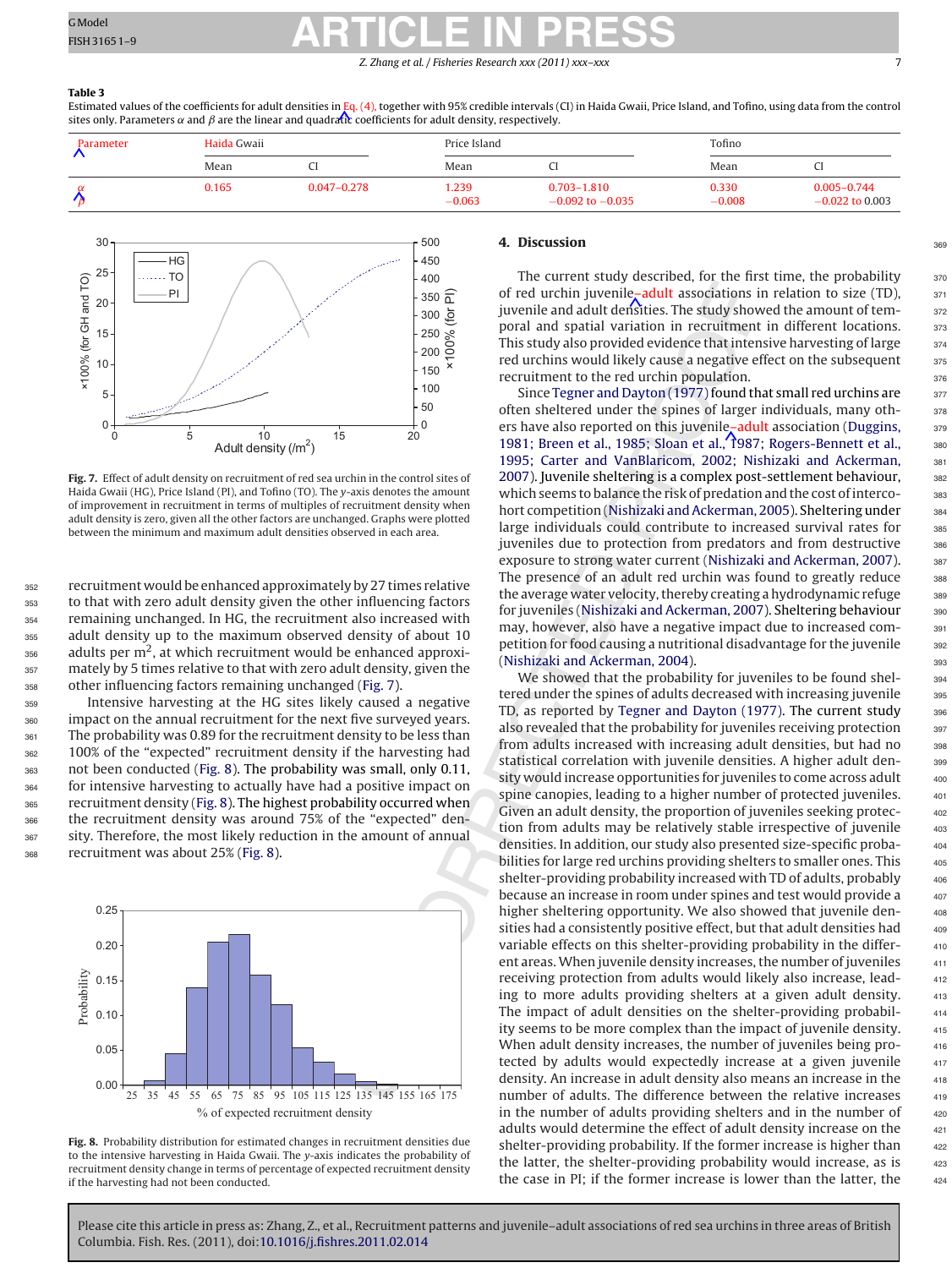**Table 3**

Estimated values of the coefficients for adult densities in Eq. (4), together with 95% credible intervals (CI) in Haida Gwaii, Price Island, and Tofino, using data from the control sites only. Parameters $\alpha$ and $\beta$ are the linear and quadratic coefficients for adult densities, respectively.

| Parameter | Haida Gwaii | | Price Island | | Tofino | |
|---|---|---|---|---|---|---|
| | Mean | CI | Mean | CI | Mean | CI |
| $\alpha$ | 0.165 | 0.047–0.278 | 1.239 | 0.703–1.810 | 0.330 | 0.005–0.744 |
| $\beta$ | | | −0.063 | −0.092 to −0.035 | −0.008 | −0.022 to 0.003 |

HG
TO
PI
×100% (for GH and TO)
×100% (for PI)
Adult density (/m$^2$)
0 5 10 15 20
0 5 10 15 20 25 30
0 50 100 150 200 250 300 350 400 450 500

**Fig. 7.** Effect of adult density on recruitment of red sea urchin in the control sites of Haida Gwaii (HG), Price Island (PI), and Tofino (TO). The *y*-axis denotes the amount of improvement in recruitment in terms of multiples of recruitment density when adult density is zero, given all the other factors are unchanged. Graphs were plotted between the minimum and maximum adult densities observed in each area.

recruitment would be enhanced approximately by 27 times relative to that with zero adult density given the other influencing factors remaining unchanged. In HG, the recruitment also increased with adult density up to the maximum observed density of about 10 adults per m$^2$, at which recruitment would be enhanced approximately by 5 times relative to that with zero adult density, given the other influencing factors remaining unchanged (Fig. 7).

Intensive harvesting at the HG sites likely caused a negative impact on the annual recruitment for the next five surveyed years. The probability was 0.89 for the recruitment density to be less than 100% of the "expected" recruitment density if the harvesting had not been conducted (Fig. 8). The probability was small, only 0.11, for intensive harvesting to actually have had a positive impact on recruitment density (Fig. 8). The highest probability occurred when the recruitment density was around 75% of the "expected" density. Therefore, the most likely reduction in the amount of annual recruitment was about 25% (Fig. 8).

Probability
0.00 0.05 0.10 0.15 0.20 0.25
25 35 45 55 65 75 85 95 105 115 125 135 145 155 165 175
% of expected recruitment density

**Fig. 8.** Probability distribution for estimated changes in recruitment densities due to the intensive harvesting in Haida Gwaii. The *y*-axis indicates the probability of recruitment density change in terms of percentage of expected recruitment density if the harvesting had not been conducted.

## 4. Discussion

The current study described, for the first time, the probability of red urchin juvenile–adult associations in relation to size (TD), juvenile and adult densities. The study showed the amount of temporal and spatial variation in recruitment in different locations. This study also provided evidence that intensive harvesting of large red urchins would likely cause a negative effect on the subsequent recruitment to the red urchin population.

Since Tegner and Dayton (1977) found that small red urchins are often sheltered under the spines of larger individuals, many others have also reported on this juvenile–adult association (Duggins, 1981; Breen et al., 1985; Sloan et al., 1987; Rogers-Bennett et al., 1995; Carter and VanBlaricom, 2002; Nishizaki and Ackerman, 2007). Juvenile sheltering is a complex post-settlement behaviour, which seems to balance the risk of predation and the cost of intercohort competition (Nishizaki and Ackerman, 2005). Sheltering under large individuals could contribute to increased survival rates for juveniles due to protection from predators and from destructive exposure to strong water current (Nishizaki and Ackerman, 2007). The presence of an adult red urchin was found to greatly reduce the average water velocity, thereby creating a hydrodynamic refuge for juveniles (Nishizaki and Ackerman, 2007). Sheltering behaviour may, however, also have a negative impact due to increased competition for food causing a nutritional disadvantage for the juvenile (Nishizaki and Ackerman, 2004).

We showed that the probability for juveniles to be found sheltered under the spines of adults decreased with increasing juvenile TD, as reported by Tegner and Dayton (1977). The current study also revealed that the probability for juveniles receiving protection from adults increased with increasing adult densities, but had no statistical correlation with juvenile densities. A higher adult density would increase opportunities for juveniles to come across adult spine canopies, leading to a higher number of protected juveniles. Given an adult density, the proportion of juveniles seeking protection from adults may be relatively stable irrespective of juvenile densities. In addition, our study also presented size-specific probabilities for large red urchins providing shelters to smaller ones. This shelter-providing probability increased with TD of adults, probably because an increase in room under spines and test would provide a higher sheltering opportunity. We also showed that juvenile densities had a consistently positive effect, but that adult densities had variable effects on this shelter-providing probability in the different areas. When juvenile density increases, the number of juveniles receiving protection from adults would likely also increase, leading to more adults providing shelters at a given adult density. The impact of adult densities on the shelter-providing probability seems to be more complex than the impact of juvenile density. When adult density increases, the number of juveniles being protected by adults would expectedly increase at a given juvenile density. An increase in adult density also means an increase in the number of adults. The difference between the relative increases in the number of adults providing shelters and in the number of adults would determine the effect of adult density increase on the shelter-providing probability. If the former increase is higher than the latter, the shelter-providing probability would increase, as is the case in PI; if the former increase is lower than the latter, the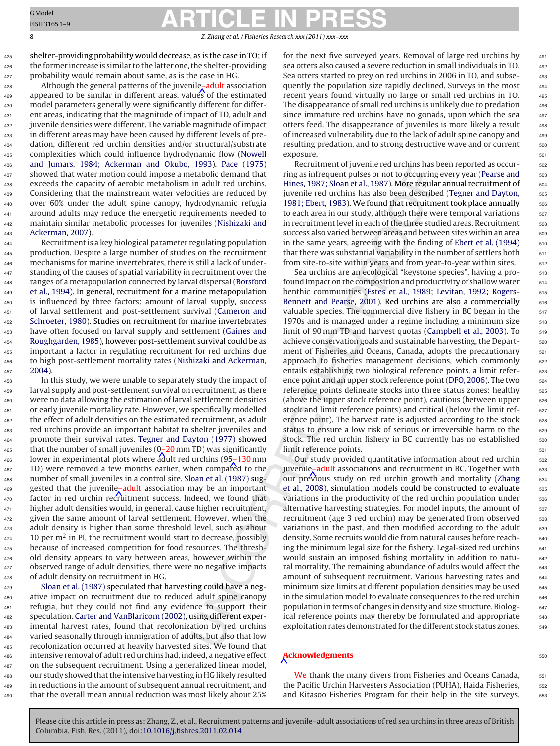shelter-providing probability would decrease, as is the case in TO; if the former increase is similar to the latter one, the shelter-providing probability would remain about same, as is the case in HG.

Although the general patterns of the juvenile–adult association appeared to be similar in different areas, values of the estimated model parameters generally were significantly different for different areas, indicating that the magnitude of impact of TD, adult and juvenile densities were different. The variable magnitude of impact in different areas may have been caused by different levels of predation, different red urchin densities and/or structural/substrate complexities which could influence hydrodynamic flow (Nowell and Jumars, 1984; Ackerman and Okubo, 1993). Pace (1975) showed that water motion could impose a metabolic demand that exceeds the capacity of aerobic metabolism in adult red urchins. Considering that the mainstream water velocities are reduced by over 60% under the adult spine canopy, hydrodynamic refugia around adults may reduce the energetic requirements needed to maintain similar metabolic processes for juveniles (Nishizaki and Ackerman, 2007).

Recruitment is a key biological parameter regulating population production. Despite a large number of studies on the recruitment mechanisms for marine invertebrates, there is still a lack of understanding of the causes of spatial variability in recruitment over the ranges of a metapopulation connected by larval dispersal (Botsford et al., 1994). In general, recruitment for a marine metapopulation is influenced by three factors: amount of larval supply, success of larval settlement and post-settlement survival (Cameron and Schroeter, 1980). Studies on recruitment for marine invertebrates have often focused on larval supply and settlement (Gaines and Roughgarden, 1985), however post-settlement survival could be as important a factor in regulating recruitment for red urchins due to high post-settlement mortality rates (Nishizaki and Ackerman, 2004).

In this study, we were unable to separately study the impact of larval supply and post-settlement survival on recruitment, as there were no data allowing the estimation of larval settlement densities or early juvenile mortality rate. However, we specifically modelled the effect of adult densities on the estimated recruitment, as adult red urchins provide an important habitat to shelter juveniles and promote their survival rates. Tegner and Dayton (1977) showed that the number of small juveniles (0–20 mm TD) was significantly lower in experimental plots where adult red urchins (95–130 mm TD) were removed a few months earlier, when compared to the number of small juveniles in a control site. Sloan et al. (1987) suggested that the juvenile–adult association may be an important factor in red urchin recruitment success. Indeed, we found that higher adult densities would, in general, cause higher recruitment, given the same amount of larval settlement. However, when the adult density is higher than some threshold level, such as about 10 per m$^2$ in PI, the recruitment would start to decrease, possibly because of increased competition for food resources. The threshold density appears to vary between areas, however within the observed range of adult densities, there were no negative impacts of adult density on recruitment in HG.

Sloan et al. (1987) speculated that harvesting could have a negative impact on recruitment due to reduced adult spine canopy refugia, but they could not find any evidence to support their speculation. Carter and VanBlaricom (2002), using different experimental harvest rates, found that recolonization by red urchins varied seasonally through immigration of adults, but also that low recolonization occurred at heavily harvested sites. We found that intensive removal of adult red urchins had, indeed, a negative effect on the subsequent recruitment. Using a generalized linear model, our study showed that the intensive harvesting in HG likely resulted in reductions in the amount of subsequent annual recruitment, and that the overall mean annual reduction was most likely about 25% for the next five surveyed years. Removal of large red urchins by sea otters also caused a severe reduction in small individuals in TO. Sea otters started to prey on red urchins in 2006 in TO, and subsequently the population size rapidly declined. Surveys in the most recent years found virtually no large or small red urchins in TO. The disappearance of small red urchins is unlikely due to predation since immature red urchins have no gonads, upon which the sea otters feed. The disappearance of juveniles is more likely a result of increased vulnerability due to the lack of adult spine canopy and resulting predation, and to strong destructive wave and or current exposure.

Recruitment of juvenile red urchins has been reported as occurring as infrequent pulses or not to occurring every year (Pearse and Hines, 1987; Sloan et al., 1987). More regular annual recruitment of juvenile red urchins has also been described (Tegner and Dayton, 1981; Ebert, 1983). We found that recruitment took place annually to each area in our study, although there were temporal variations in recruitment level in each of the three studied areas. Recruitment success also varied between areas and between sites within an area in the same years, agreeing with the finding of Ebert et al. (1994) that there was substantial variability in the number of settlers both from site-to-site within years and from year-to-year within sites.

Sea urchins are an ecological "keystone species", having a profound impact on the composition and productivity of shallow water benthic communities (Estes et al., 1989; Levitan, 1992; Rogers-Bennett and Pearse, 2001). Red urchins are also a commercially valuable species. The commercial dive fishery in BC began in the 1970s and is managed under a regime including a minimum size limit of 90 mm TD and harvest quotas (Campbell et al., 2003). To achieve conservation goals and sustainable harvesting, the Department of Fisheries and Oceans, Canada, adopts the precautionary approach to fisheries management decisions, which commonly entails establishing two biological reference points, a limit reference point and an upper stock reference point (DFO, 2006). The two reference points delineate stocks into three status zones: healthy (above the upper stock reference point), cautious (between upper stock and limit reference points) and critical (below the limit reference point). The harvest rate is adjusted according to the stock status to ensure a low risk of serious or irreversible harm to the stock. The red urchin fishery in BC currently has no established limit reference points.

Our study provided quantitative information about red urchin juvenile–adult associations and recruitment in BC. Together with our previous study on red urchin growth and mortality (Zhang et al., 2008), simulation models could be constructed to evaluate variations in the productivity of the red urchin population under alternative harvesting strategies. For model inputs, the amount of recruitment (age 3 red urchin) may be generated from observed variations in the past, and then modified according to the adult density. Some recruits would die from natural causes before reaching the minimum legal size for the fishery. Legal-sized red urchins would sustain an imposed fishing mortality in addition to natural mortality. The remaining abundance of adults would affect the amount of subsequent recruitment. Various harvesting rates and minimum size limits at different population densities may be used in the simulation model to evaluate consequences to the red urchin population in terms of changes in density and size structure. Biological reference points may thereby be formulated and appropriate exploitation rates demonstrated for the different stock status zones.

## Acknowledgments

We thank the many divers from Fisheries and Oceans Canada, the Pacific Urchin Harvesters Association (PUHA), Haida Fisheries, and Kitasoo Fisheries Program for their help in the site surveys.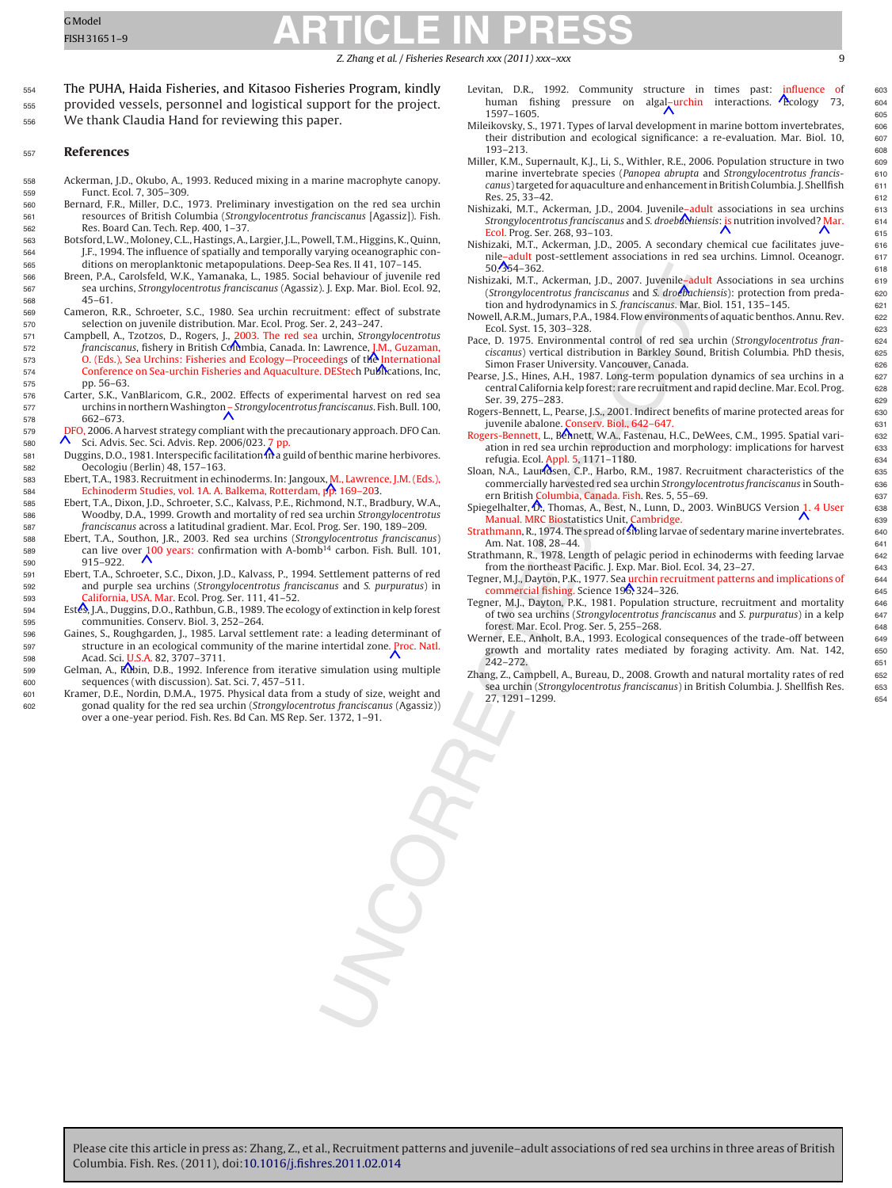The PUHA, Haida Fisheries, and Kitasoo Fisheries Program, kindly provided vessels, personnel and logistical support for the project. We thank Claudia Hand for reviewing this paper.

## References

Ackerman, J.D., Okubo, A., 1993. Reduced mixing in a marine macrophyte canopy. Funct. Ecol. 7, 305–309.

Bernard, F.R., Miller, D.C., 1973. Preliminary investigation on the red sea urchin resources of British Columbia (*Strongylocentrotus franciscanus* [Agassiz]). Fish. Res. Board Can. Tech. Rep. 400, 1–37.

Botsford, L.W., Moloney, C.L., Hastings, A., Largier, J.L., Powell, T.M., Higgins, K., Quinn, J.F., 1994. The influence of spatially and temporally varying oceanographic conditions on meroplanktonic metapopulations. Deep-Sea Res. II 41, 107–145.

Breen, P.A., Carolsfeld, W.K., Yamanaka, L., 1985. Social behaviour of juvenile red sea urchins, *Strongylocentrotus franciscanus* (Agassiz). J. Exp. Mar. Biol. Ecol. 92, 45–61.

Cameron, R.R., Schroeter, S.C., 1980. Sea urchin recruitment: effect of substrate selection on juvenile distribution. Mar. Ecol. Prog. Ser. 2, 243–247.

Campbell, A., Tzotzos, D., Rogers, J., 2003. The red sea urchin, *Strongylocentrotus franciscanus*, fishery in British Columbia, Canada. In: Lawrence, J.M., Guzaman, O. (Eds.), Sea Urchins: Fisheries and Ecology—Proceedings of the International Conference on Sea-urchin Fisheries and Aquaculture. DEStech Publications, Inc, pp. 56–63.

Carter, S.K., VanBlaricom, G.R., 2002. Effects of experimental harvest on red sea urchins in northern Washington – *Strongylocentrotus franciscanus*. Fish. Bull. 100, 662–673.

DFO, 2006. A harvest strategy compliant with the precautionary approach. DFO Can. Sci. Advis. Sec. Sci. Advis. Rep. 2006/023. 7 pp.

Duggins, D.O., 1981. Interspecific facilitation in a guild of benthic marine herbivores. Oecologiu (Berlin) 48, 157–163.

Ebert, T.A., 1983. Recruitment in echinoderms. In: Jangoux, M., Lawrence, J.M. (Eds.), Echinoderm Studies, vol. 1A. A. Balkema, Rotterdam, pp. 169–203.

Ebert, T.A., Dixon, J.D., Schroeter, S.C., Kalvass, P.E., Richmond, N.T., Bradbury, W.A., Woodby, D.A., 1999. Growth and mortality of red sea urchin *Strongylocentrotus franciscanus* across a latitudinal gradient. Mar. Ecol. Prog. Ser. 190, 189–209.

Ebert, T.A., Southon, J.R., 2003. Red sea urchins (*Strongylocentrotus franciscanus*) can live over 100 years: confirmation with A-bomb $^{14}$ carbon. Fish. Bull. 101, 915–922.

Ebert, T.A., Schroeter, S.C., Dixon, J.D., Kalvass, P., 1994. Settlement patterns of red and purple sea urchins (*Strongylocentrotus franciscanus* and *S. purpuratus*) in California, USA. Mar. Ecol. Prog. Ser. 111, 41–52.

Estes, J.A., Duggins, D.O., Rathbun, G.B., 1989. The ecology of extinction in kelp forest communities. Conserv. Biol. 3, 252–264.

Gaines, S., Roughgarden, J., 1985. Larval settlement rate: a leading determinant of structure in an ecological community of the marine intertidal zone. Proc. Natl. Acad. Sci. U.S.A. 82, 3707–3711.

Gelman, A., Rubin, D.B., 1992. Inference from iterative simulation using multiple sequences (with discussion). Sat. Sci. 7, 457–511.

Kramer, D.E., Nordin, D.M.A., 1975. Physical data from a study of size, weight and gonad quality for the red sea urchin (*Strongylocentrotus franciscanus* (Agassiz)) over a one-year period. Fish. Res. Bd Can. MS Rep. Ser. 1372, 1–91.

Levitan, D.R., 1992. Community structure in times past: influence of human fishing pressure on algal–urchin interactions. Ecology 73, 1597–1605.

Mileikovsky, S., 1971. Types of larval development in marine bottom invertebrates, their distribution and ecological significance: a re-evaluation. Mar. Biol. 10, 193–213.

Miller, K.M., Supernault, K.J., Li, S., Withler, R.E., 2006. Population structure in two marine invertebrate species (*Panopea abrupta* and *Strongylocentrotus franciscanus*) targeted for aquaculture and enhancement in British Columbia. J. Shellfish Res. 25, 33–42.

Nishizaki, M.T., Ackerman, J.D., 2004. Juvenile–adult associations in sea urchins *Strongylocentrotus franciscanus* and *S. droebachiensis*: is nutrition involved? Mar. Ecol. Prog. Ser. 268, 93–103.

Nishizaki, M.T., Ackerman, J.D., 2005. A secondary chemical cue facilitates juvenile–adult post-settlement associations in red sea urchins. Limnol. Oceanogr. 50, 354–362.

Nishizaki, M.T., Ackerman, J.D., 2007. Juvenile–adult Associations in sea urchins (*Strongylocentrotus franciscanus* and *S. droebachiensis*): protection from predation and hydrodynamics in *S. franciscanus*. Mar. Biol. 151, 135–145.

Nowell, A.R.M., Jumars, P.A., 1984. Flow environments of aquatic benthos. Annu. Rev. Ecol. Syst. 15, 303–328.

Pace, D. 1975. Environmental control of red sea urchin (*Strongylocentrotus franciscanus*) vertical distribution in Barkley Sound, British Columbia. PhD thesis, Simon Fraser University. Vancouver, Canada.

Pearse, J.S., Hines, A.H., 1987. Long-term population dynamics of sea urchins in a central California kelp forest: rare recruitment and rapid decline. Mar. Ecol. Prog. Ser. 39, 275–283.

Rogers-Bennett, L., Pearse, J.S., 2001. Indirect benefits of marine protected areas for juvenile abalone. Conserv. Biol., 642–647.

Rogers-Bennett, L., Bennett, W.A., Fastenau, H.C., DeWees, C.M., 1995. Spatial variation in red sea urchin reproduction and morphology: implications for harvest refugia. Ecol. Appl. 5, 1171–1180.

Sloan, N.A., Lauridsen, C.P., Harbo, R.M., 1987. Recruitment characteristics of the commercially harvested red sea urchin *Strongylocentrotus franciscanus* in Southern British Columbia, Canada. Fish. Res. 5, 55–69.

Spiegelhalter, D., Thomas, A., Best, N., Lunn, D., 2003. WinBUGS Version 1. 4 User Manual. MRC Biostatistics Unit, Cambridge.

Strathmann, R., 1974. The spread of sibling larvae of sedentary marine invertebrates. Am. Nat. 108, 28–44.

Strathmann, R., 1978. Length of pelagic period in echinoderms with feeding larvae from the northeast Pacific. J. Exp. Mar. Biol. Ecol. 34, 23–27.

Tegner, M.J., Dayton, P.K., 1977. Sea urchin recruitment patterns and implications of commercial fishing. Science 196, 324–326.

Tegner, M.J., Dayton, P.K., 1981. Population structure, recruitment and mortality of two sea urchins (*Strongylocentrotus franciscanus* and *S. purpuratus*) in a kelp forest. Mar. Ecol. Prog. Ser. 5, 255–268.

Werner, E.E., Anholt, B.A., 1993. Ecological consequences of the trade-off between growth and mortality rates mediated by foraging activity. Am. Nat. 142, 242–272.

Zhang, Z., Campbell, A., Bureau, D., 2008. Growth and natural mortality rates of red sea urchin (*Strongylocentrotus franciscanus*) in British Columbia. J. Shellfish Res. 27, 1291–1299.